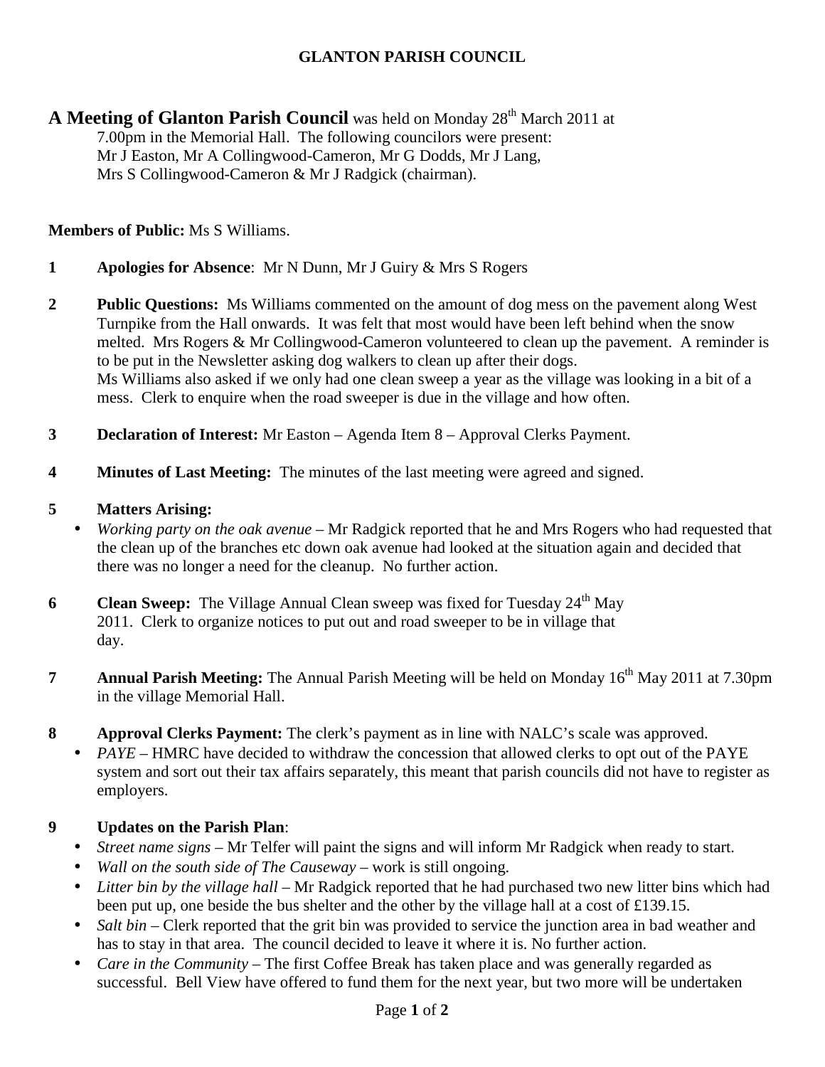**GLANTON PARISH COUNCIL**

**A Meeting of Glanton Parish Council** was held on Monday 28th March 2011 at 7.00pm in the Memorial Hall. The following councilors were present: Mr J Easton, Mr A Collingwood-Cameron, Mr G Dodds, Mr J Lang, Mrs S Collingwood-Cameron & Mr J Radgick (chairman).

**Members of Public:** Ms S Williams.

**1 Apologies for Absence**: Mr N Dunn, Mr J Guiry & Mrs S Rogers

**2 Public Questions:** Ms Williams commented on the amount of dog mess on the pavement along West Turnpike from the Hall onwards. It was felt that most would have been left behind when the snow melted. Mrs Rogers & Mr Collingwood-Cameron volunteered to clean up the pavement. A reminder is to be put in the Newsletter asking dog walkers to clean up after their dogs.
Ms Williams also asked if we only had one clean sweep a year as the village was looking in a bit of a mess. Clerk to enquire when the road sweeper is due in the village and how often.

**3 Declaration of Interest:** Mr Easton – Agenda Item 8 – Approval Clerks Payment.

**4 Minutes of Last Meeting:** The minutes of the last meeting were agreed and signed.

**5 Matters Arising:**

- *Working party on the oak avenue* – Mr Radgick reported that he and Mrs Rogers who had requested that the clean up of the branches etc down oak avenue had looked at the situation again and decided that there was no longer a need for the cleanup. No further action.

**6 Clean Sweep:** The Village Annual Clean sweep was fixed for Tuesday 24th May 2011. Clerk to organize notices to put out and road sweeper to be in village that day.

**7 Annual Parish Meeting:** The Annual Parish Meeting will be held on Monday 16th May 2011 at 7.30pm in the village Memorial Hall.

**8 Approval Clerks Payment:** The clerk's payment as in line with NALC's scale was approved.

- *PAYE* – HMRC have decided to withdraw the concession that allowed clerks to opt out of the PAYE system and sort out their tax affairs separately, this meant that parish councils did not have to register as employers.

**9 Updates on the Parish Plan**:

- *Street name signs* – Mr Telfer will paint the signs and will inform Mr Radgick when ready to start.
- *Wall on the south side of The Causeway* – work is still ongoing.
- *Litter bin by the village hall* – Mr Radgick reported that he had purchased two new litter bins which had been put up, one beside the bus shelter and the other by the village hall at a cost of £139.15.
- *Salt bin* – Clerk reported that the grit bin was provided to service the junction area in bad weather and has to stay in that area. The council decided to leave it where it is. No further action.
- *Care in the Community* – The first Coffee Break has taken place and was generally regarded as successful. Bell View have offered to fund them for the next year, but two more will be undertaken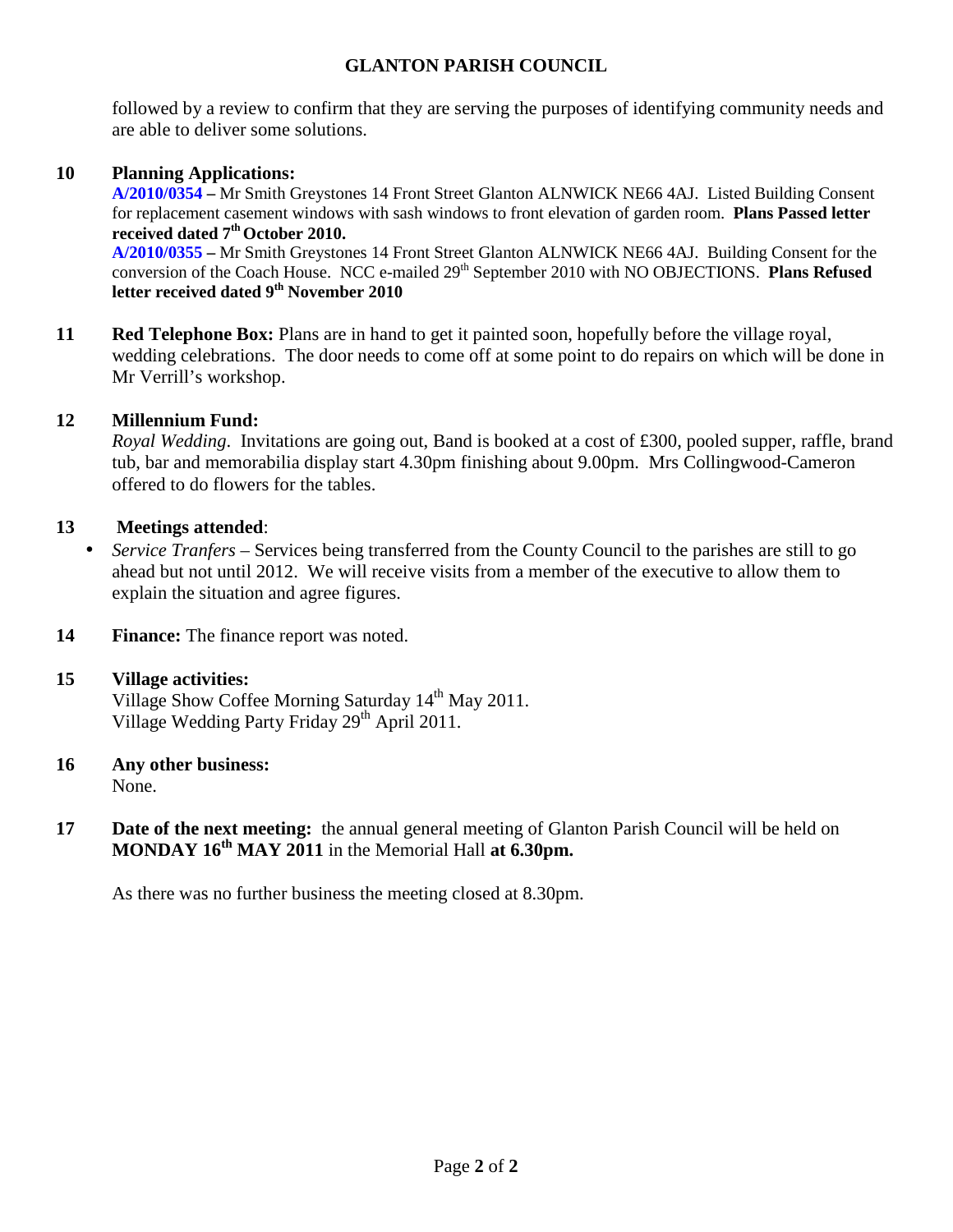followed by a review to confirm that they are serving the purposes of identifying community needs and are able to deliver some solutions.

**10 Planning Applications:**

**A/2010/0354 –** Mr Smith Greystones 14 Front Street Glanton ALNWICK NE66 4AJ. Listed Building Consent for replacement casement windows with sash windows to front elevation of garden room. **Plans Passed letter received dated 7th October 2010.**

**A/2010/0355 –** Mr Smith Greystones 14 Front Street Glanton ALNWICK NE66 4AJ. Building Consent for the conversion of the Coach House. NCC e-mailed 29th September 2010 with NO OBJECTIONS. **Plans Refused letter received dated 9th November 2010**

**11 Red Telephone Box:** Plans are in hand to get it painted soon, hopefully before the village royal, wedding celebrations. The door needs to come off at some point to do repairs on which will be done in Mr Verrill's workshop.

**12 Millennium Fund:**

*Royal Wedding*. Invitations are going out, Band is booked at a cost of £300, pooled supper, raffle, brand tub, bar and memorabilia display start 4.30pm finishing about 9.00pm. Mrs Collingwood-Cameron offered to do flowers for the tables.

**13 Meetings attended**:

- *Service Tranfers* – Services being transferred from the County Council to the parishes are still to go ahead but not until 2012. We will receive visits from a member of the executive to allow them to explain the situation and agree figures.

**14 Finance:** The finance report was noted.

**15 Village activities:**

Village Show Coffee Morning Saturday 14th May 2011.
Village Wedding Party Friday 29th April 2011.

**16 Any other business:**

None.

**17 Date of the next meeting:** the annual general meeting of Glanton Parish Council will be held on **MONDAY 16th MAY 2011** in the Memorial Hall **at 6.30pm.**

As there was no further business the meeting closed at 8.30pm.